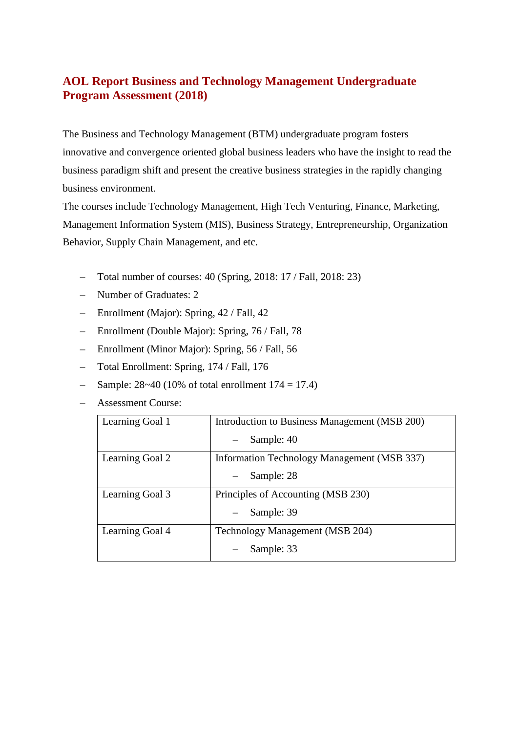# AOL Report Business and Technology Management Undergraduate Program Assessment (2018)

The Business and Technology Management (BTM) undergraduate program fosters innovative and convergence oriented global business leaders who have the insight to read the business paradigm shift and present the creative business strategies in the rapidly changing business environment.

The courses include Technology Management, High Tech Venturing, Finance, Marketing, Management Information System (MIS), Business Strategy, Entrepreneurship, Organization Behavior, Supply Chain Management, and etc.

- Total number of courses: 40 (Spring, 2018: 17 / Fall, 2018: 23)
- Number of Graduates: 2
- Enrollment (Major): Spring, 42 / Fall, 42
- Enrollment (Double Major): Spring, 76 / Fall, 78
- Enrollment (Minor Major): Spring, 56 / Fall, 56
- Total Enrollment: Spring, 174 / Fall, 176
- Sample: 28~40 (10% of total enrollment 174 = 17.4)
- Assessment Course:

| Learning Goal | Assessment Course |
| --- | --- |
| Learning Goal 1 | Introduction to Business Management (MSB 200)<br>– Sample: 40 |
| Learning Goal 2 | Information Technology Management (MSB 337)<br>– Sample: 28 |
| Learning Goal 3 | Principles of Accounting (MSB 230)<br>– Sample: 39 |
| Learning Goal 4 | Technology Management (MSB 204)<br>– Sample: 33 |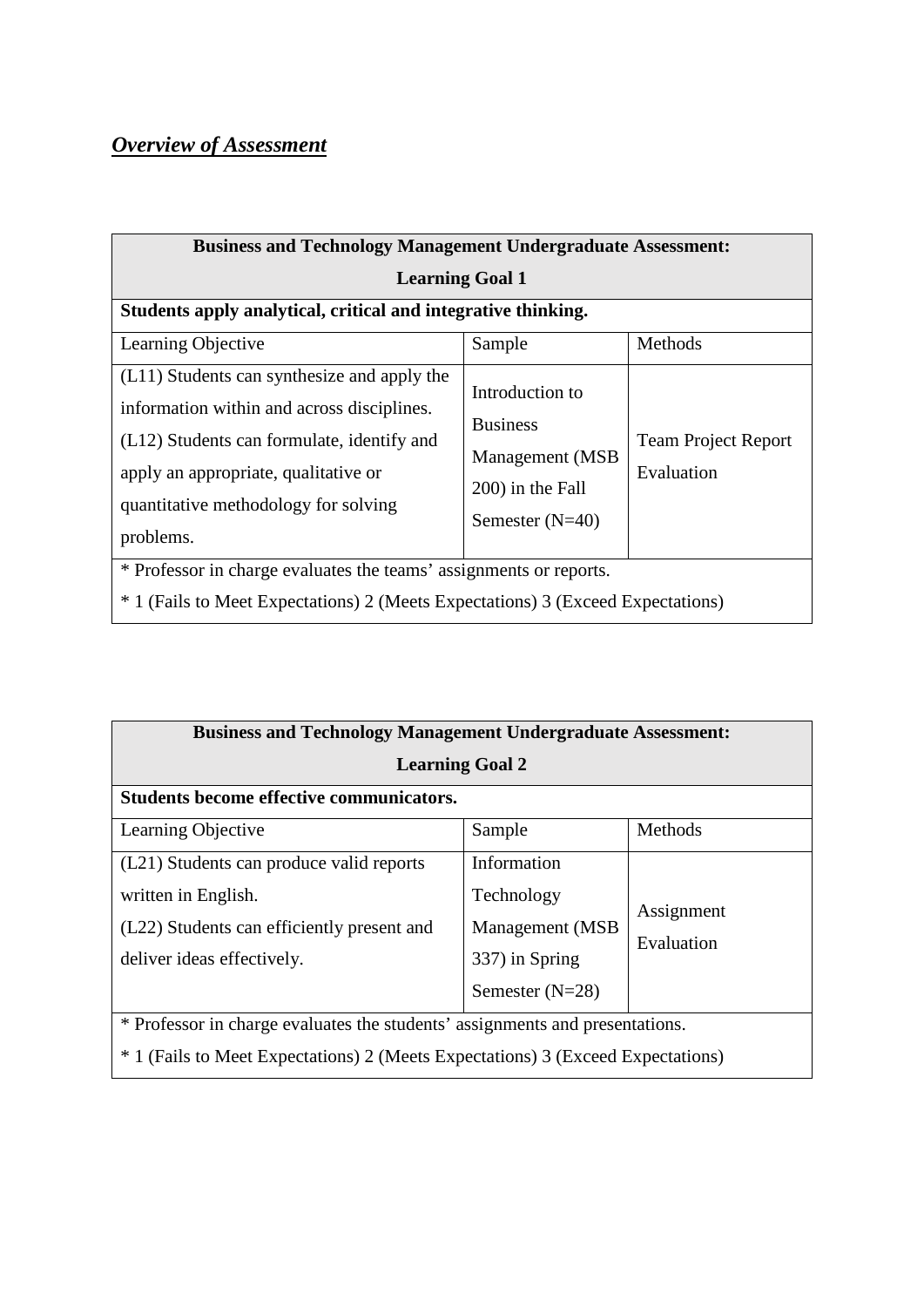***Overview of Assessment***

| **Business and Technology Management Undergraduate Assessment: Learning Goal 1** | | |
|---|---|---|
| **Students apply analytical, critical and integrative thinking.** | | |
| Learning Objective | Sample | Methods |
| (L11) Students can synthesize and apply the information within and across disciplines.<br>(L12) Students can formulate, identify and apply an appropriate, qualitative or quantitative methodology for solving problems. | Introduction to Business Management (MSB 200) in the Fall Semester (N=40) | Team Project Report Evaluation |
| * Professor in charge evaluates the teams' assignments or reports.<br>* 1 (Fails to Meet Expectations) 2 (Meets Expectations) 3 (Exceed Expectations) | | |

| **Business and Technology Management Undergraduate Assessment: Learning Goal 2** | | |
|---|---|---|
| **Students become effective communicators.** | | |
| Learning Objective | Sample | Methods |
| (L21) Students can produce valid reports written in English.<br>(L22) Students can efficiently present and deliver ideas effectively. | Information Technology Management (MSB 337) in Spring Semester (N=28) | Assignment Evaluation |
| * Professor in charge evaluates the students' assignments and presentations.<br>* 1 (Fails to Meet Expectations) 2 (Meets Expectations) 3 (Exceed Expectations) | | |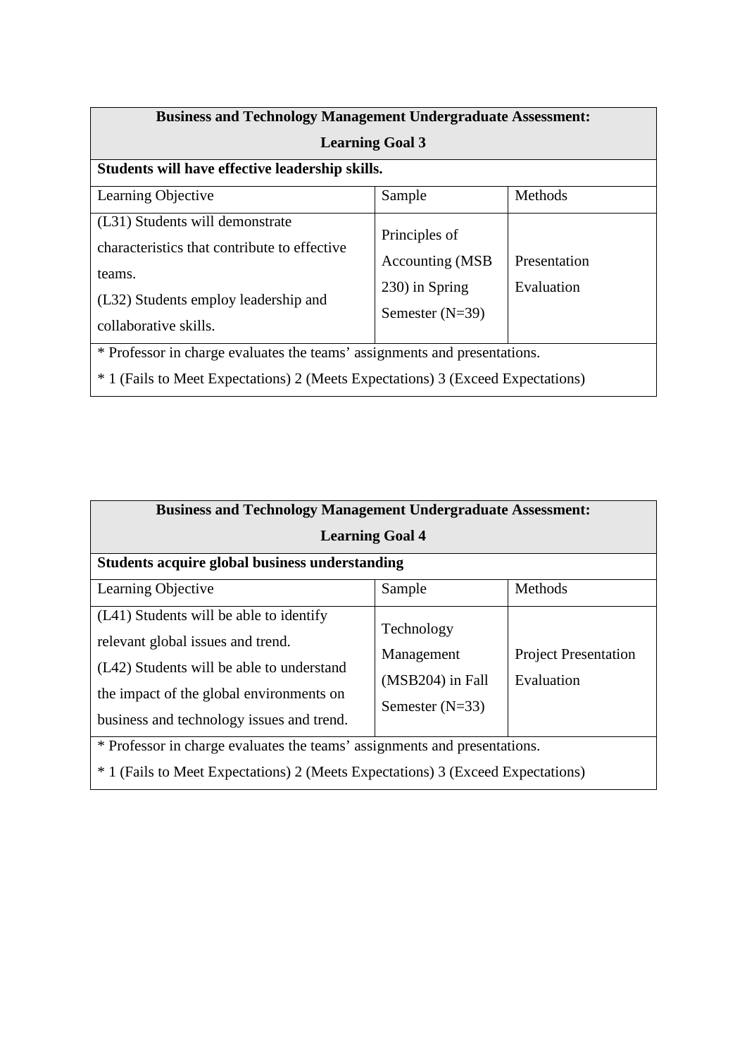| Business and Technology Management Undergraduate Assessment: Learning Goal 3 | | |
|---|---|---|
| **Students will have effective leadership skills.** | | |
| Learning Objective | Sample | Methods |
| (L31) Students will demonstrate characteristics that contribute to effective teams.<br>(L32) Students employ leadership and collaborative skills. | Principles of Accounting (MSB 230) in Spring Semester (N=39) | Presentation Evaluation |
| * Professor in charge evaluates the teams' assignments and presentations.<br>* 1 (Fails to Meet Expectations) 2 (Meets Expectations) 3 (Exceed Expectations) | | |

| Business and Technology Management Undergraduate Assessment: Learning Goal 4 | | |
|---|---|---|
| **Students acquire global business understanding** | | |
| Learning Objective | Sample | Methods |
| (L41) Students will be able to identify relevant global issues and trend.<br>(L42) Students will be able to understand the impact of the global environments on business and technology issues and trend. | Technology Management (MSB204) in Fall Semester (N=33) | Project Presentation Evaluation |
| * Professor in charge evaluates the teams' assignments and presentations.<br>* 1 (Fails to Meet Expectations) 2 (Meets Expectations) 3 (Exceed Expectations) | | |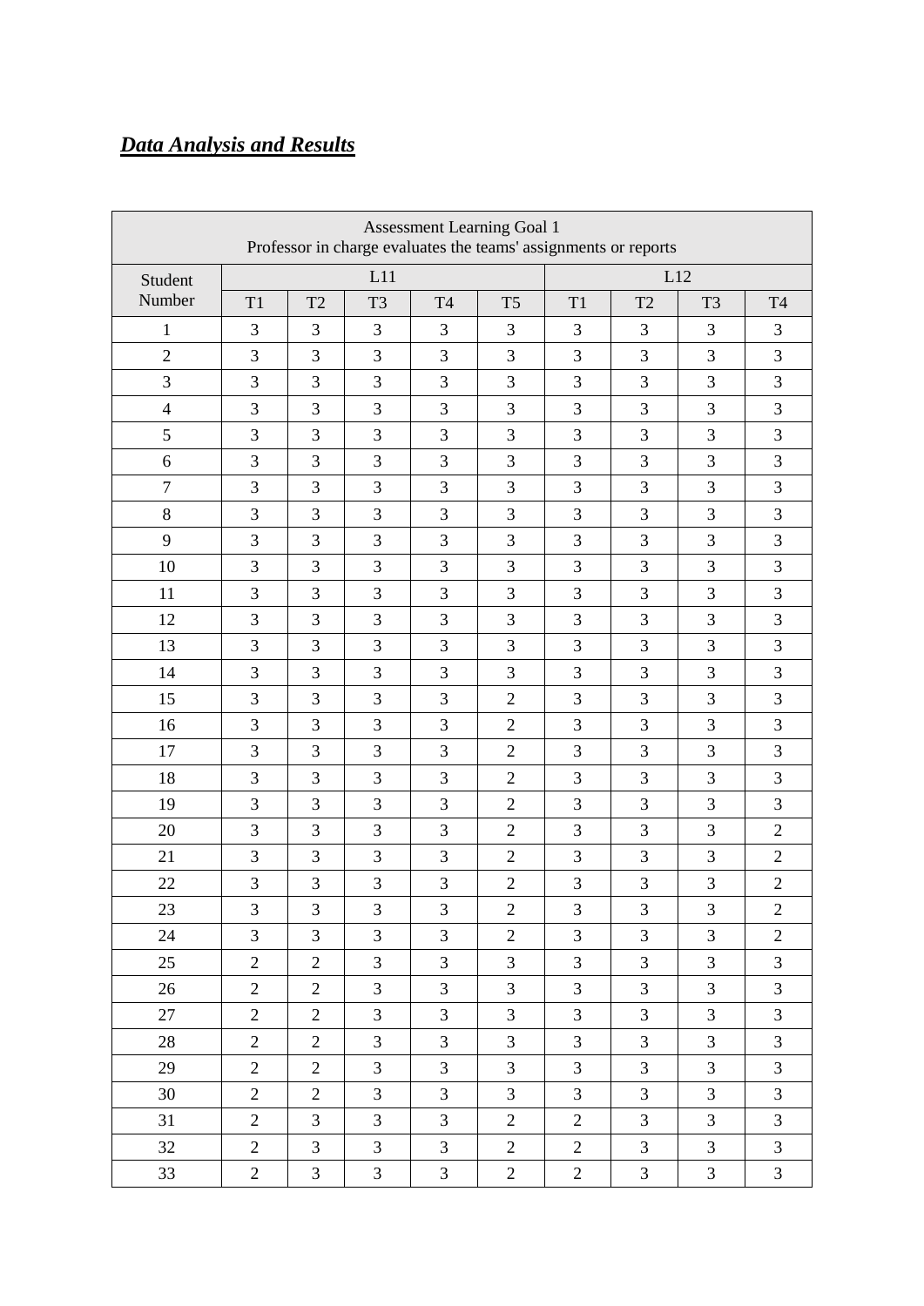***Data Analysis and Results***

| Assessment Learning Goal 1<br>Professor in charge evaluates the teams' assignments or reports | | | | | | | | | |
|---|---|---|---|---|---|---|---|---|---|
| Student Number | L11 | | | | | L12 | | | |
| | T1 | T2 | T3 | T4 | T5 | T1 | T2 | T3 | T4 |
| 1 | 3 | 3 | 3 | 3 | 3 | 3 | 3 | 3 | 3 |
| 2 | 3 | 3 | 3 | 3 | 3 | 3 | 3 | 3 | 3 |
| 3 | 3 | 3 | 3 | 3 | 3 | 3 | 3 | 3 | 3 |
| 4 | 3 | 3 | 3 | 3 | 3 | 3 | 3 | 3 | 3 |
| 5 | 3 | 3 | 3 | 3 | 3 | 3 | 3 | 3 | 3 |
| 6 | 3 | 3 | 3 | 3 | 3 | 3 | 3 | 3 | 3 |
| 7 | 3 | 3 | 3 | 3 | 3 | 3 | 3 | 3 | 3 |
| 8 | 3 | 3 | 3 | 3 | 3 | 3 | 3 | 3 | 3 |
| 9 | 3 | 3 | 3 | 3 | 3 | 3 | 3 | 3 | 3 |
| 10 | 3 | 3 | 3 | 3 | 3 | 3 | 3 | 3 | 3 |
| 11 | 3 | 3 | 3 | 3 | 3 | 3 | 3 | 3 | 3 |
| 12 | 3 | 3 | 3 | 3 | 3 | 3 | 3 | 3 | 3 |
| 13 | 3 | 3 | 3 | 3 | 3 | 3 | 3 | 3 | 3 |
| 14 | 3 | 3 | 3 | 3 | 3 | 3 | 3 | 3 | 3 |
| 15 | 3 | 3 | 3 | 3 | 2 | 3 | 3 | 3 | 3 |
| 16 | 3 | 3 | 3 | 3 | 2 | 3 | 3 | 3 | 3 |
| 17 | 3 | 3 | 3 | 3 | 2 | 3 | 3 | 3 | 3 |
| 18 | 3 | 3 | 3 | 3 | 2 | 3 | 3 | 3 | 3 |
| 19 | 3 | 3 | 3 | 3 | 2 | 3 | 3 | 3 | 3 |
| 20 | 3 | 3 | 3 | 3 | 2 | 3 | 3 | 3 | 2 |
| 21 | 3 | 3 | 3 | 3 | 2 | 3 | 3 | 3 | 2 |
| 22 | 3 | 3 | 3 | 3 | 2 | 3 | 3 | 3 | 2 |
| 23 | 3 | 3 | 3 | 3 | 2 | 3 | 3 | 3 | 2 |
| 24 | 3 | 3 | 3 | 3 | 2 | 3 | 3 | 3 | 2 |
| 25 | 2 | 2 | 3 | 3 | 3 | 3 | 3 | 3 | 3 |
| 26 | 2 | 2 | 3 | 3 | 3 | 3 | 3 | 3 | 3 |
| 27 | 2 | 2 | 3 | 3 | 3 | 3 | 3 | 3 | 3 |
| 28 | 2 | 2 | 3 | 3 | 3 | 3 | 3 | 3 | 3 |
| 29 | 2 | 2 | 3 | 3 | 3 | 3 | 3 | 3 | 3 |
| 30 | 2 | 2 | 3 | 3 | 3 | 3 | 3 | 3 | 3 |
| 31 | 2 | 3 | 3 | 3 | 2 | 2 | 3 | 3 | 3 |
| 32 | 2 | 3 | 3 | 3 | 2 | 2 | 3 | 3 | 3 |
| 33 | 2 | 3 | 3 | 3 | 2 | 2 | 3 | 3 | 3 |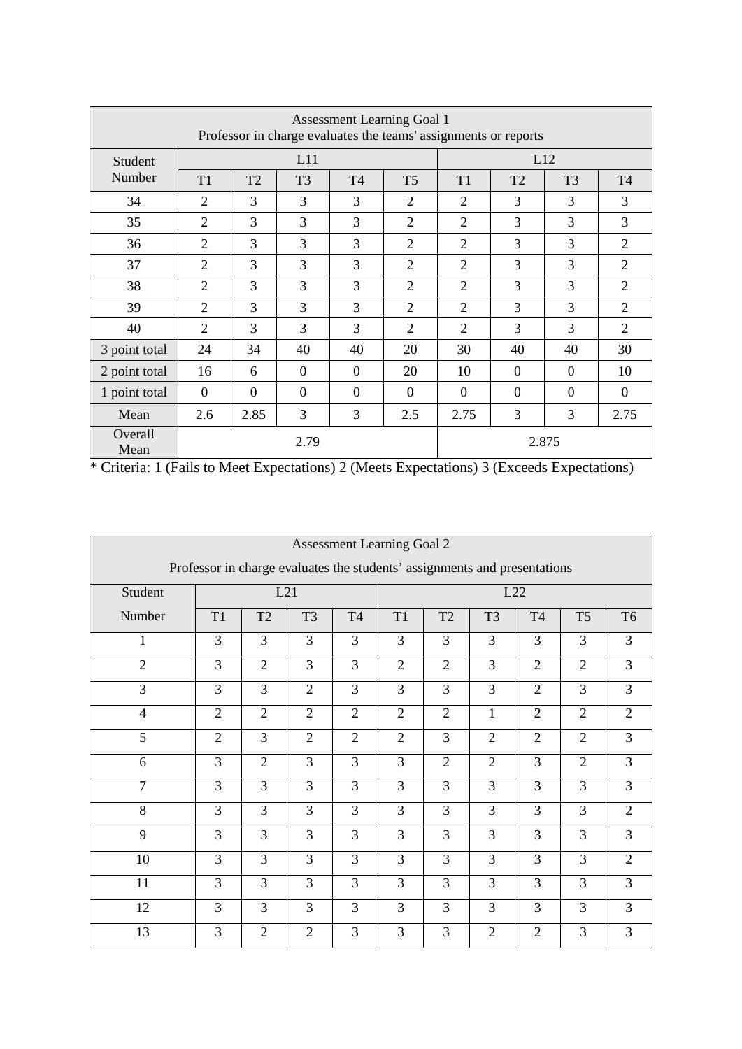| Assessment Learning Goal 1<br>Professor in charge evaluates the teams' assignments or reports | | | | | | | | | |
|---|---|---|---|---|---|---|---|---|---|
| Student Number | L11 | | | | | L12 | | | |
| | T1 | T2 | T3 | T4 | T5 | T1 | T2 | T3 | T4 |
| 34 | 2 | 3 | 3 | 3 | 2 | 2 | 3 | 3 | 3 |
| 35 | 2 | 3 | 3 | 3 | 2 | 2 | 3 | 3 | 3 |
| 36 | 2 | 3 | 3 | 3 | 2 | 2 | 3 | 3 | 2 |
| 37 | 2 | 3 | 3 | 3 | 2 | 2 | 3 | 3 | 2 |
| 38 | 2 | 3 | 3 | 3 | 2 | 2 | 3 | 3 | 2 |
| 39 | 2 | 3 | 3 | 3 | 2 | 2 | 3 | 3 | 2 |
| 40 | 2 | 3 | 3 | 3 | 2 | 2 | 3 | 3 | 2 |
| 3 point total | 24 | 34 | 40 | 40 | 20 | 30 | 40 | 40 | 30 |
| 2 point total | 16 | 6 | 0 | 0 | 20 | 10 | 0 | 0 | 10 |
| 1 point total | 0 | 0 | 0 | 0 | 0 | 0 | 0 | 0 | 0 |
| Mean | 2.6 | 2.85 | 3 | 3 | 2.5 | 2.75 | 3 | 3 | 2.75 |
| Overall Mean | 2.79 | | | | | 2.875 | | | |

* Criteria: 1 (Fails to Meet Expectations) 2 (Meets Expectations) 3 (Exceeds Expectations)

| Assessment Learning Goal 2<br>Professor in charge evaluates the students' assignments and presentations | | | | | | | | | | |
|---|---|---|---|---|---|---|---|---|---|---|
| Student Number | L21 | | | | L22 | | | | | |
| | T1 | T2 | T3 | T4 | T1 | T2 | T3 | T4 | T5 | T6 |
| 1 | 3 | 3 | 3 | 3 | 3 | 3 | 3 | 3 | 3 | 3 |
| 2 | 3 | 2 | 3 | 3 | 2 | 2 | 3 | 2 | 2 | 3 |
| 3 | 3 | 3 | 2 | 3 | 3 | 3 | 3 | 2 | 3 | 3 |
| 4 | 2 | 2 | 2 | 2 | 2 | 2 | 1 | 2 | 2 | 2 |
| 5 | 2 | 3 | 2 | 2 | 2 | 3 | 2 | 2 | 2 | 3 |
| 6 | 3 | 2 | 3 | 3 | 3 | 2 | 2 | 3 | 2 | 3 |
| 7 | 3 | 3 | 3 | 3 | 3 | 3 | 3 | 3 | 3 | 3 |
| 8 | 3 | 3 | 3 | 3 | 3 | 3 | 3 | 3 | 3 | 2 |
| 9 | 3 | 3 | 3 | 3 | 3 | 3 | 3 | 3 | 3 | 3 |
| 10 | 3 | 3 | 3 | 3 | 3 | 3 | 3 | 3 | 3 | 2 |
| 11 | 3 | 3 | 3 | 3 | 3 | 3 | 3 | 3 | 3 | 3 |
| 12 | 3 | 3 | 3 | 3 | 3 | 3 | 3 | 3 | 3 | 3 |
| 13 | 3 | 2 | 2 | 3 | 3 | 3 | 2 | 2 | 3 | 3 |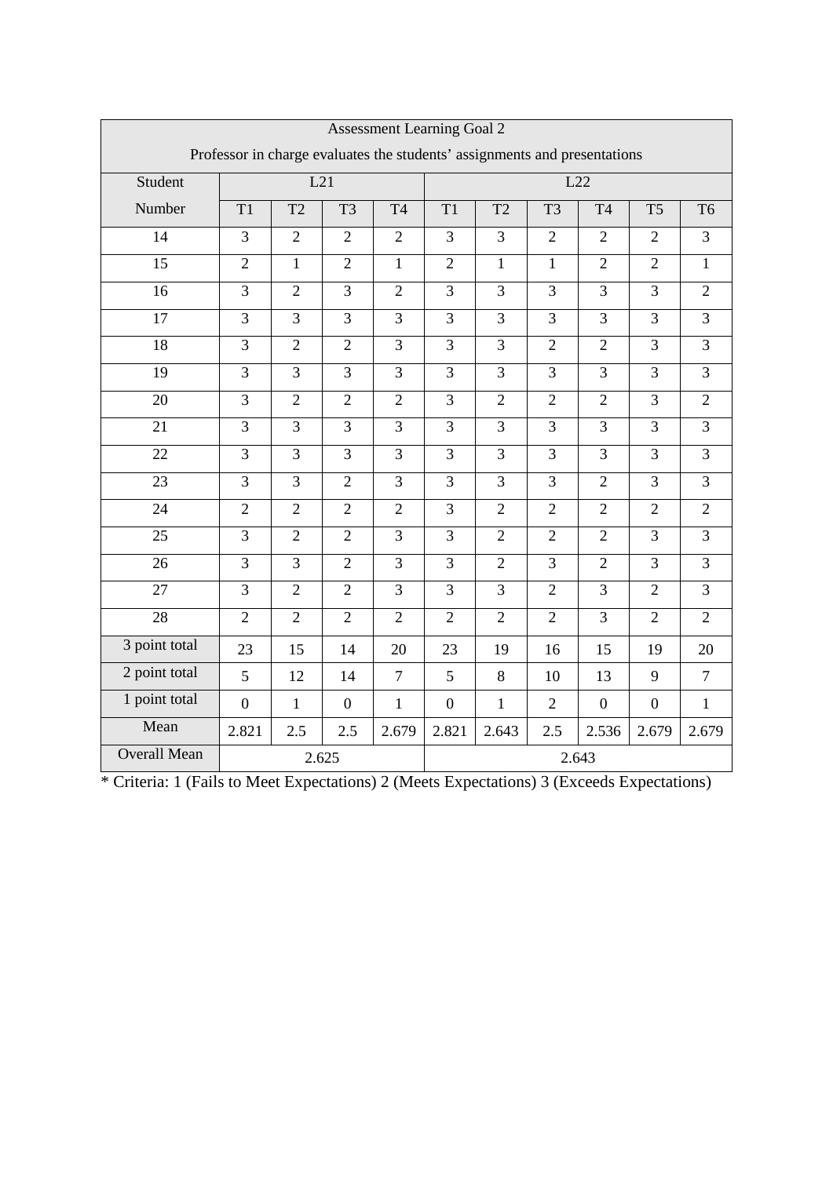| Assessment Learning Goal 2<br>Professor in charge evaluates the students' assignments and presentations | | | | | | | | | | |
|---|---|---|---|---|---|---|---|---|---|---|
| Student Number | L21 | | | | L22 | | | | | |
| | T1 | T2 | T3 | T4 | T1 | T2 | T3 | T4 | T5 | T6 |
| 14 | 3 | 2 | 2 | 2 | 3 | 3 | 2 | 2 | 2 | 3 |
| 15 | 2 | 1 | 2 | 1 | 2 | 1 | 1 | 2 | 2 | 1 |
| 16 | 3 | 2 | 3 | 2 | 3 | 3 | 3 | 3 | 3 | 2 |
| 17 | 3 | 3 | 3 | 3 | 3 | 3 | 3 | 3 | 3 | 3 |
| 18 | 3 | 2 | 2 | 3 | 3 | 3 | 2 | 2 | 3 | 3 |
| 19 | 3 | 3 | 3 | 3 | 3 | 3 | 3 | 3 | 3 | 3 |
| 20 | 3 | 2 | 2 | 2 | 3 | 2 | 2 | 2 | 3 | 2 |
| 21 | 3 | 3 | 3 | 3 | 3 | 3 | 3 | 3 | 3 | 3 |
| 22 | 3 | 3 | 3 | 3 | 3 | 3 | 3 | 3 | 3 | 3 |
| 23 | 3 | 3 | 2 | 3 | 3 | 3 | 3 | 2 | 3 | 3 |
| 24 | 2 | 2 | 2 | 2 | 3 | 2 | 2 | 2 | 2 | 2 |
| 25 | 3 | 2 | 2 | 3 | 3 | 2 | 2 | 2 | 3 | 3 |
| 26 | 3 | 3 | 2 | 3 | 3 | 2 | 3 | 2 | 3 | 3 |
| 27 | 3 | 2 | 2 | 3 | 3 | 3 | 2 | 3 | 2 | 3 |
| 28 | 2 | 2 | 2 | 2 | 2 | 2 | 2 | 3 | 2 | 2 |
| 3 point total | 23 | 15 | 14 | 20 | 23 | 19 | 16 | 15 | 19 | 20 |
| 2 point total | 5 | 12 | 14 | 7 | 5 | 8 | 10 | 13 | 9 | 7 |
| 1 point total | 0 | 1 | 0 | 1 | 0 | 1 | 2 | 0 | 0 | 1 |
| Mean | 2.821 | 2.5 | 2.5 | 2.679 | 2.821 | 2.643 | 2.5 | 2.536 | 2.679 | 2.679 |
| Overall Mean | 2.625 | | | | 2.643 | | | | | |

* Criteria: 1 (Fails to Meet Expectations) 2 (Meets Expectations) 3 (Exceeds Expectations)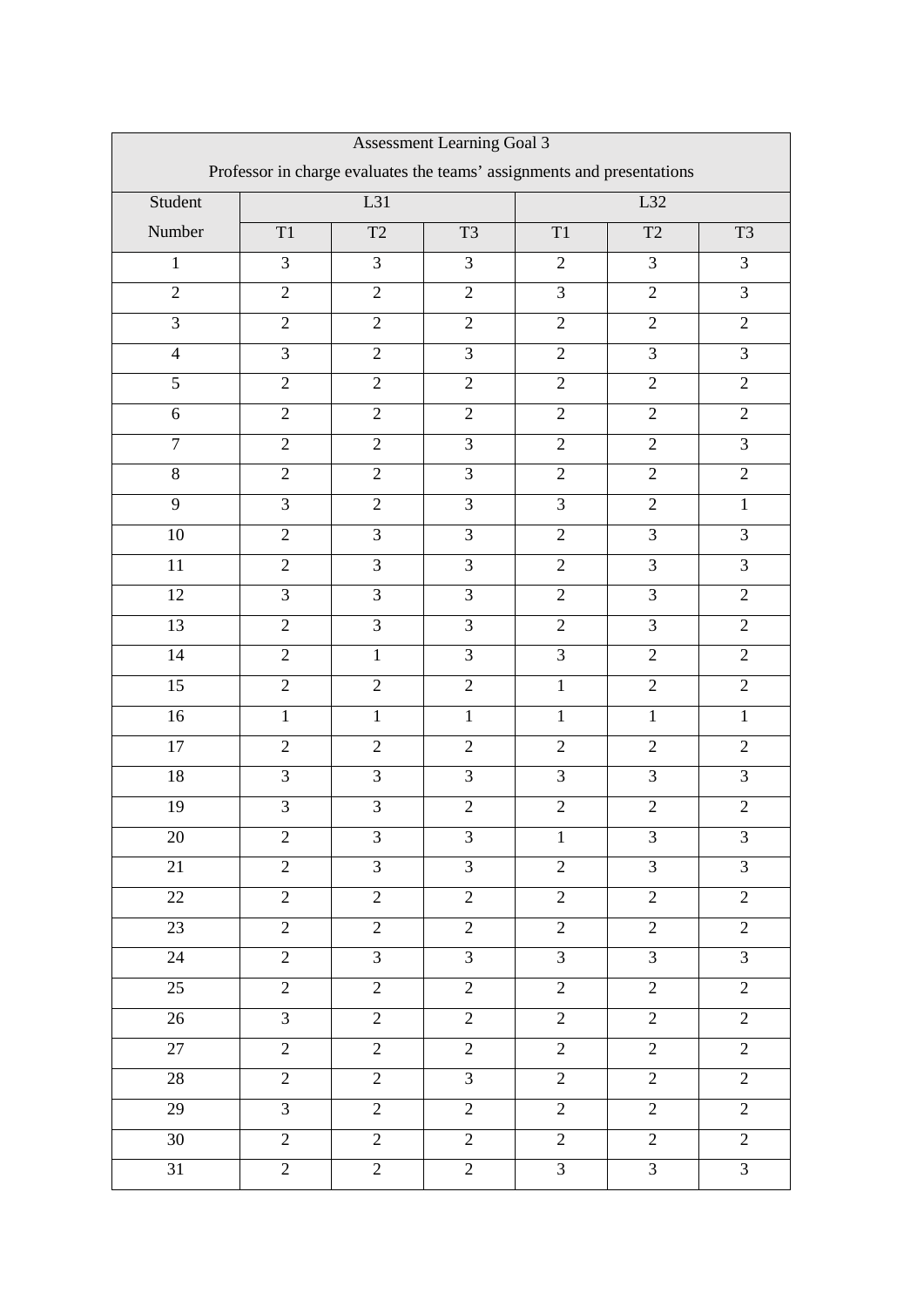| Assessment Learning Goal 3<br>Professor in charge evaluates the teams' assignments and presentations | | | | | | |
|---|---|---|---|---|---|---|
| Student Number | L31 | | | L32 | | |
| | T1 | T2 | T3 | T1 | T2 | T3 |
| 1 | 3 | 3 | 3 | 2 | 3 | 3 |
| 2 | 2 | 2 | 2 | 3 | 2 | 3 |
| 3 | 2 | 2 | 2 | 2 | 2 | 2 |
| 4 | 3 | 2 | 3 | 2 | 3 | 3 |
| 5 | 2 | 2 | 2 | 2 | 2 | 2 |
| 6 | 2 | 2 | 2 | 2 | 2 | 2 |
| 7 | 2 | 2 | 3 | 2 | 2 | 3 |
| 8 | 2 | 2 | 3 | 2 | 2 | 2 |
| 9 | 3 | 2 | 3 | 3 | 2 | 1 |
| 10 | 2 | 3 | 3 | 2 | 3 | 3 |
| 11 | 2 | 3 | 3 | 2 | 3 | 3 |
| 12 | 3 | 3 | 3 | 2 | 3 | 2 |
| 13 | 2 | 3 | 3 | 2 | 3 | 2 |
| 14 | 2 | 1 | 3 | 3 | 2 | 2 |
| 15 | 2 | 2 | 2 | 1 | 2 | 2 |
| 16 | 1 | 1 | 1 | 1 | 1 | 1 |
| 17 | 2 | 2 | 2 | 2 | 2 | 2 |
| 18 | 3 | 3 | 3 | 3 | 3 | 3 |
| 19 | 3 | 3 | 2 | 2 | 2 | 2 |
| 20 | 2 | 3 | 3 | 1 | 3 | 3 |
| 21 | 2 | 3 | 3 | 2 | 3 | 3 |
| 22 | 2 | 2 | 2 | 2 | 2 | 2 |
| 23 | 2 | 2 | 2 | 2 | 2 | 2 |
| 24 | 2 | 3 | 3 | 3 | 3 | 3 |
| 25 | 2 | 2 | 2 | 2 | 2 | 2 |
| 26 | 3 | 2 | 2 | 2 | 2 | 2 |
| 27 | 2 | 2 | 2 | 2 | 2 | 2 |
| 28 | 2 | 2 | 3 | 2 | 2 | 2 |
| 29 | 3 | 2 | 2 | 2 | 2 | 2 |
| 30 | 2 | 2 | 2 | 2 | 2 | 2 |
| 31 | 2 | 2 | 2 | 3 | 3 | 3 |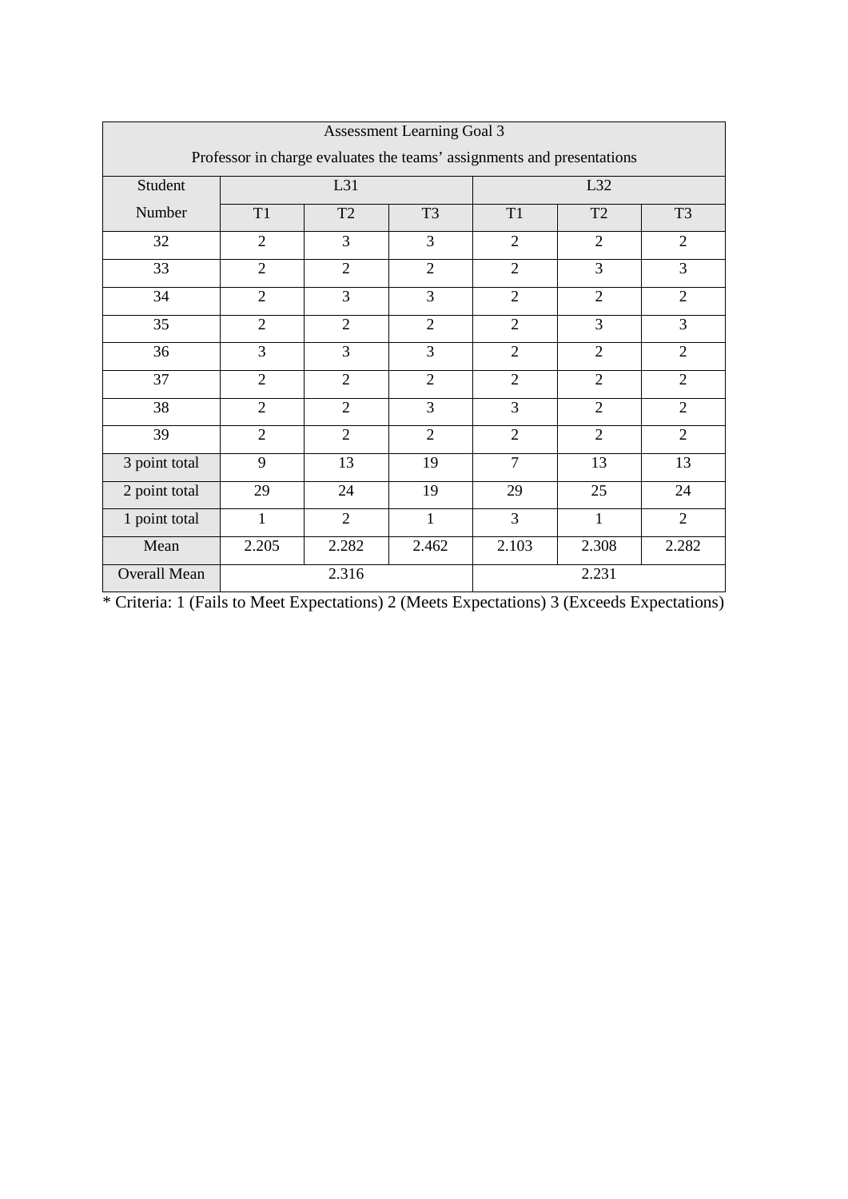| Assessment Learning Goal 3<br>Professor in charge evaluates the teams' assignments and presentations | | | | | | |
|---|---|---|---|---|---|---|
| Student Number | L31 | | | L32 | | |
| | T1 | T2 | T3 | T1 | T2 | T3 |
| 32 | 2 | 3 | 3 | 2 | 2 | 2 |
| 33 | 2 | 2 | 2 | 2 | 3 | 3 |
| 34 | 2 | 3 | 3 | 2 | 2 | 2 |
| 35 | 2 | 2 | 2 | 2 | 3 | 3 |
| 36 | 3 | 3 | 3 | 2 | 2 | 2 |
| 37 | 2 | 2 | 2 | 2 | 2 | 2 |
| 38 | 2 | 2 | 3 | 3 | 2 | 2 |
| 39 | 2 | 2 | 2 | 2 | 2 | 2 |
| 3 point total | 9 | 13 | 19 | 7 | 13 | 13 |
| 2 point total | 29 | 24 | 19 | 29 | 25 | 24 |
| 1 point total | 1 | 2 | 1 | 3 | 1 | 2 |
| Mean | 2.205 | 2.282 | 2.462 | 2.103 | 2.308 | 2.282 |
| Overall Mean | 2.316 | | | 2.231 | | |

* Criteria: 1 (Fails to Meet Expectations) 2 (Meets Expectations) 3 (Exceeds Expectations)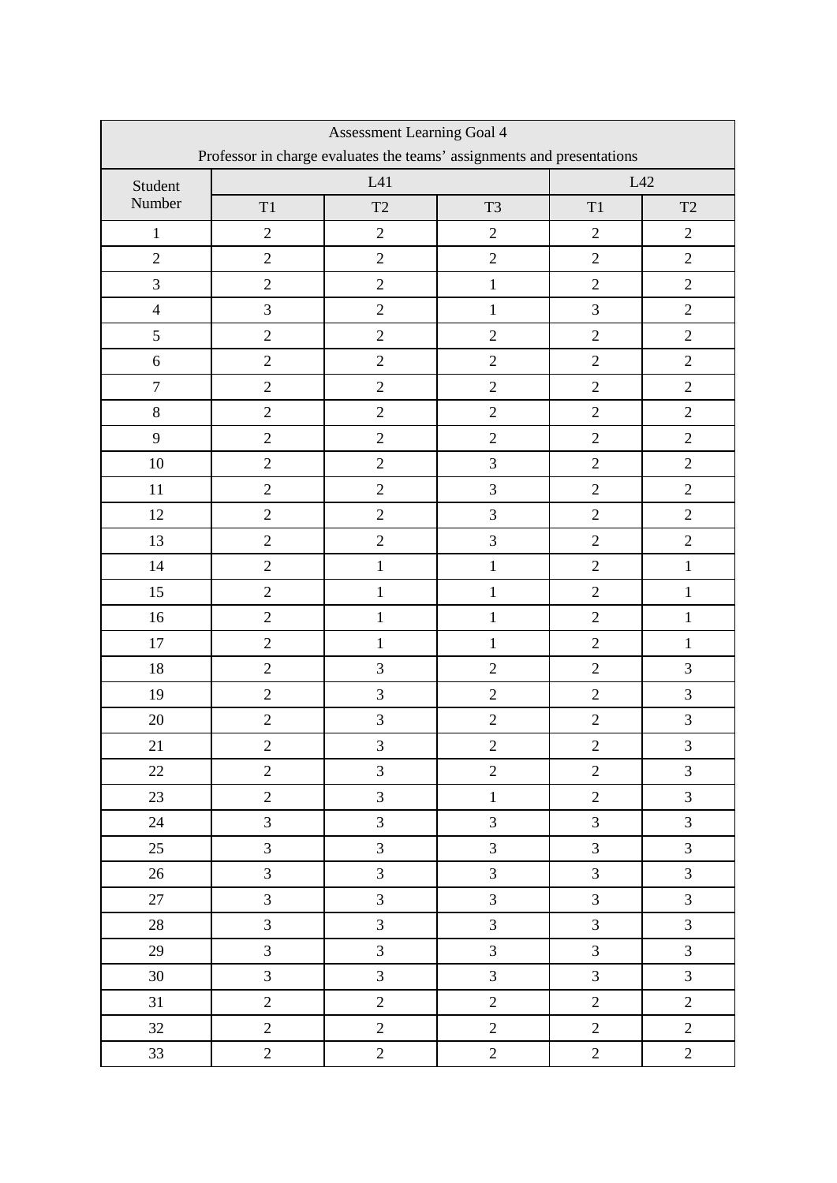| Assessment Learning Goal 4<br>Professor in charge evaluates the teams' assignments and presentations | | | | | |
|---|---|---|---|---|---|
| Student Number | L41 | | | L42 | |
| | T1 | T2 | T3 | T1 | T2 |
| 1 | 2 | 2 | 2 | 2 | 2 |
| 2 | 2 | 2 | 2 | 2 | 2 |
| 3 | 2 | 2 | 1 | 2 | 2 |
| 4 | 3 | 2 | 1 | 3 | 2 |
| 5 | 2 | 2 | 2 | 2 | 2 |
| 6 | 2 | 2 | 2 | 2 | 2 |
| 7 | 2 | 2 | 2 | 2 | 2 |
| 8 | 2 | 2 | 2 | 2 | 2 |
| 9 | 2 | 2 | 2 | 2 | 2 |
| 10 | 2 | 2 | 3 | 2 | 2 |
| 11 | 2 | 2 | 3 | 2 | 2 |
| 12 | 2 | 2 | 3 | 2 | 2 |
| 13 | 2 | 2 | 3 | 2 | 2 |
| 14 | 2 | 1 | 1 | 2 | 1 |
| 15 | 2 | 1 | 1 | 2 | 1 |
| 16 | 2 | 1 | 1 | 2 | 1 |
| 17 | 2 | 1 | 1 | 2 | 1 |
| 18 | 2 | 3 | 2 | 2 | 3 |
| 19 | 2 | 3 | 2 | 2 | 3 |
| 20 | 2 | 3 | 2 | 2 | 3 |
| 21 | 2 | 3 | 2 | 2 | 3 |
| 22 | 2 | 3 | 2 | 2 | 3 |
| 23 | 2 | 3 | 1 | 2 | 3 |
| 24 | 3 | 3 | 3 | 3 | 3 |
| 25 | 3 | 3 | 3 | 3 | 3 |
| 26 | 3 | 3 | 3 | 3 | 3 |
| 27 | 3 | 3 | 3 | 3 | 3 |
| 28 | 3 | 3 | 3 | 3 | 3 |
| 29 | 3 | 3 | 3 | 3 | 3 |
| 30 | 3 | 3 | 3 | 3 | 3 |
| 31 | 2 | 2 | 2 | 2 | 2 |
| 32 | 2 | 2 | 2 | 2 | 2 |
| 33 | 2 | 2 | 2 | 2 | 2 |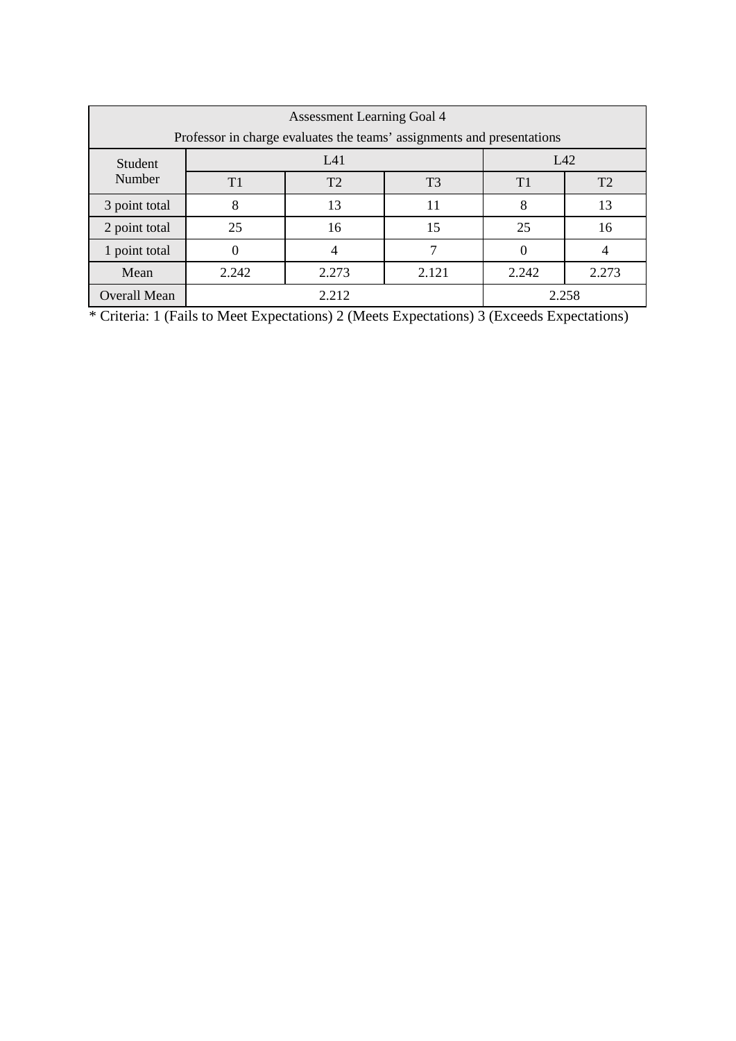| Assessment Learning Goal 4<br>Professor in charge evaluates the teams' assignments and presentations | | | | | |
|---|---|---|---|---|---|
| Student Number | L41 | | | L42 | |
| | T1 | T2 | T3 | T1 | T2 |
| 3 point total | 8 | 13 | 11 | 8 | 13 |
| 2 point total | 25 | 16 | 15 | 25 | 16 |
| 1 point total | 0 | 4 | 7 | 0 | 4 |
| Mean | 2.242 | 2.273 | 2.121 | 2.242 | 2.273 |
| Overall Mean | 2.212 | | | 2.258 | |

* Criteria: 1 (Fails to Meet Expectations) 2 (Meets Expectations) 3 (Exceeds Expectations)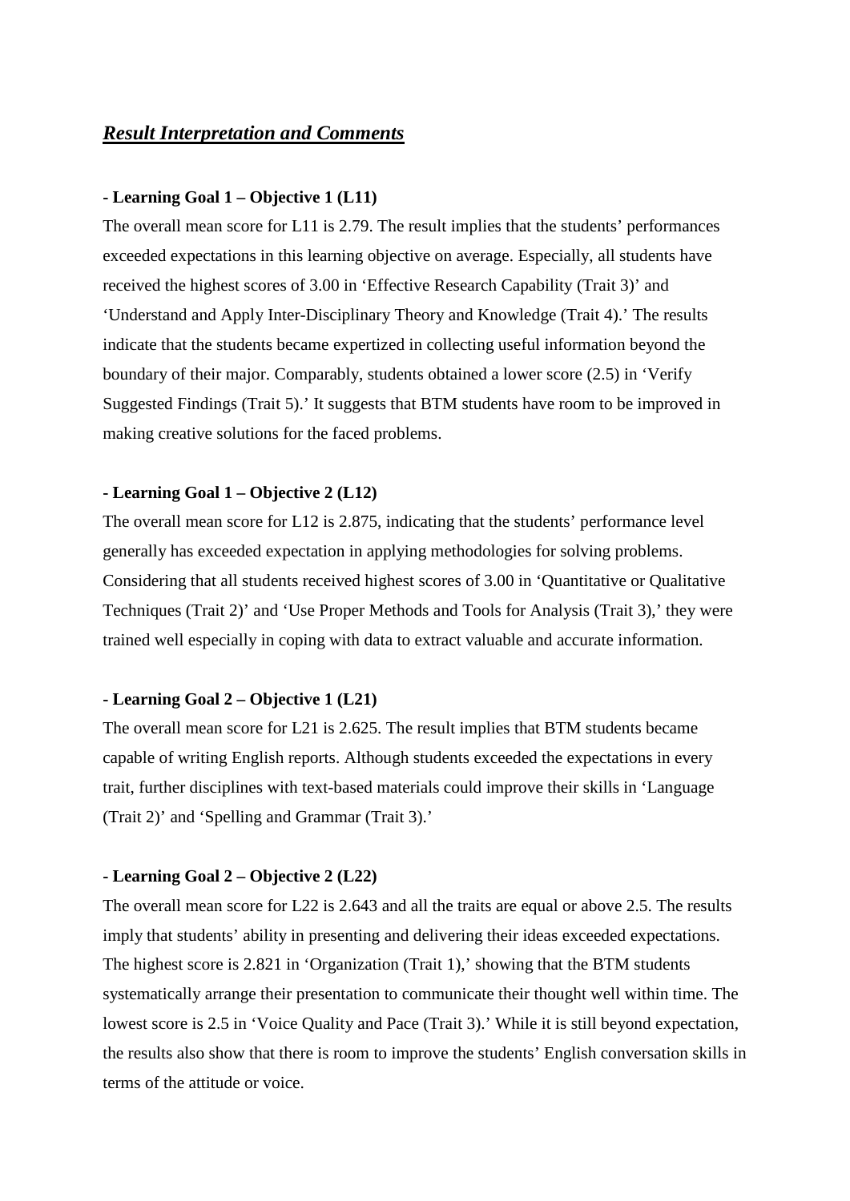## ***Result Interpretation and Comments***

**- Learning Goal 1 – Objective 1 (L11)**

The overall mean score for L11 is 2.79. The result implies that the students' performances exceeded expectations in this learning objective on average. Especially, all students have received the highest scores of 3.00 in 'Effective Research Capability (Trait 3)' and 'Understand and Apply Inter-Disciplinary Theory and Knowledge (Trait 4).' The results indicate that the students became expertized in collecting useful information beyond the boundary of their major. Comparably, students obtained a lower score (2.5) in 'Verify Suggested Findings (Trait 5).' It suggests that BTM students have room to be improved in making creative solutions for the faced problems.

**- Learning Goal 1 – Objective 2 (L12)**

The overall mean score for L12 is 2.875, indicating that the students' performance level generally has exceeded expectation in applying methodologies for solving problems. Considering that all students received highest scores of 3.00 in 'Quantitative or Qualitative Techniques (Trait 2)' and 'Use Proper Methods and Tools for Analysis (Trait 3),' they were trained well especially in coping with data to extract valuable and accurate information.

**- Learning Goal 2 – Objective 1 (L21)**

The overall mean score for L21 is 2.625. The result implies that BTM students became capable of writing English reports. Although students exceeded the expectations in every trait, further disciplines with text-based materials could improve their skills in 'Language (Trait 2)' and 'Spelling and Grammar (Trait 3).'

**- Learning Goal 2 – Objective 2 (L22)**

The overall mean score for L22 is 2.643 and all the traits are equal or above 2.5. The results imply that students' ability in presenting and delivering their ideas exceeded expectations. The highest score is 2.821 in 'Organization (Trait 1),' showing that the BTM students systematically arrange their presentation to communicate their thought well within time. The lowest score is 2.5 in 'Voice Quality and Pace (Trait 3).' While it is still beyond expectation, the results also show that there is room to improve the students' English conversation skills in terms of the attitude or voice.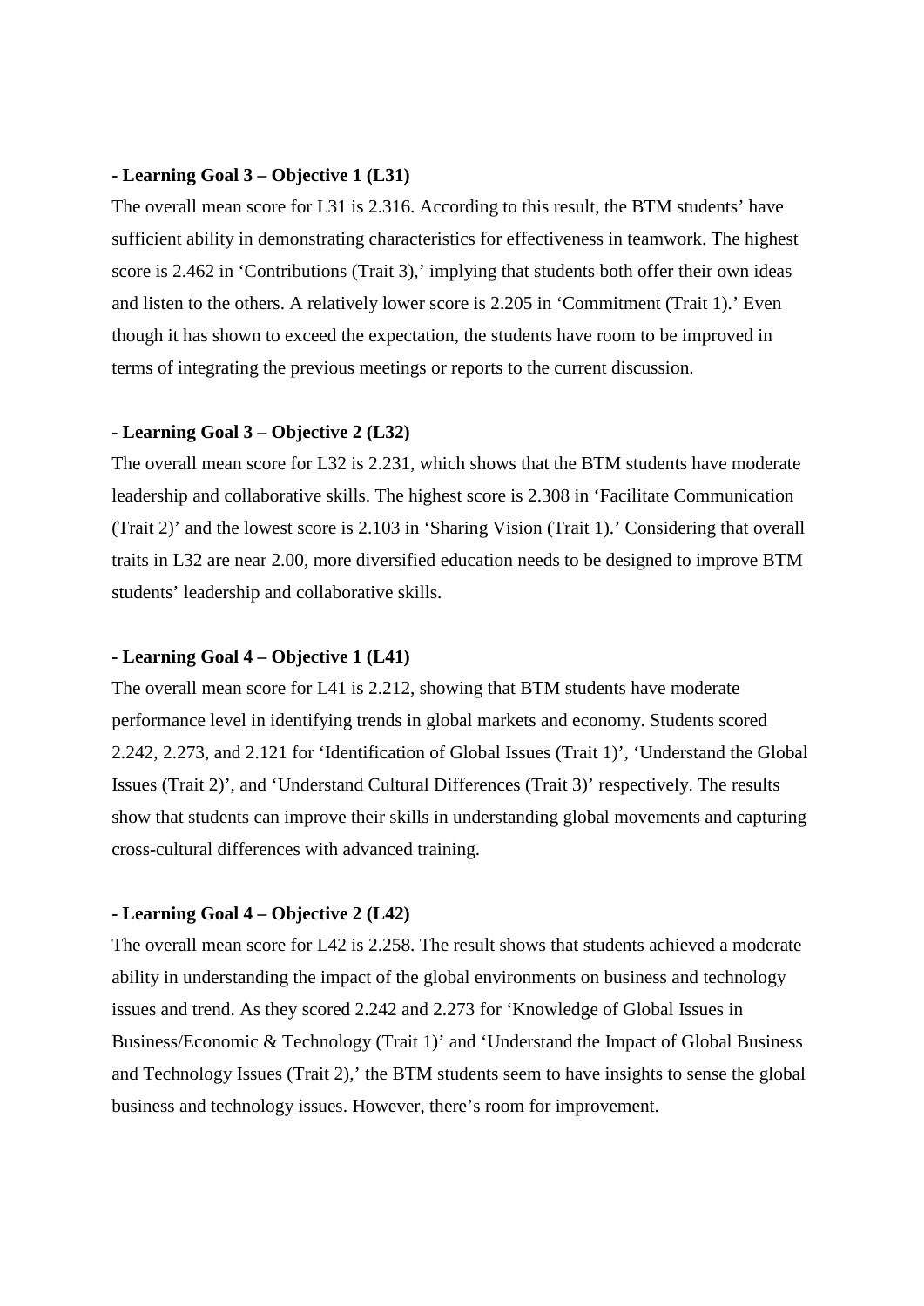**- Learning Goal 3 – Objective 1 (L31)**

The overall mean score for L31 is 2.316. According to this result, the BTM students' have sufficient ability in demonstrating characteristics for effectiveness in teamwork. The highest score is 2.462 in 'Contributions (Trait 3),' implying that students both offer their own ideas and listen to the others. A relatively lower score is 2.205 in 'Commitment (Trait 1).' Even though it has shown to exceed the expectation, the students have room to be improved in terms of integrating the previous meetings or reports to the current discussion.

**- Learning Goal 3 – Objective 2 (L32)**

The overall mean score for L32 is 2.231, which shows that the BTM students have moderate leadership and collaborative skills. The highest score is 2.308 in 'Facilitate Communication (Trait 2)' and the lowest score is 2.103 in 'Sharing Vision (Trait 1).' Considering that overall traits in L32 are near 2.00, more diversified education needs to be designed to improve BTM students' leadership and collaborative skills.

**- Learning Goal 4 – Objective 1 (L41)**

The overall mean score for L41 is 2.212, showing that BTM students have moderate performance level in identifying trends in global markets and economy. Students scored 2.242, 2.273, and 2.121 for 'Identification of Global Issues (Trait 1)', 'Understand the Global Issues (Trait 2)', and 'Understand Cultural Differences (Trait 3)' respectively. The results show that students can improve their skills in understanding global movements and capturing cross-cultural differences with advanced training.

**- Learning Goal 4 – Objective 2 (L42)**

The overall mean score for L42 is 2.258. The result shows that students achieved a moderate ability in understanding the impact of the global environments on business and technology issues and trend. As they scored 2.242 and 2.273 for 'Knowledge of Global Issues in Business/Economic & Technology (Trait 1)' and 'Understand the Impact of Global Business and Technology Issues (Trait 2),' the BTM students seem to have insights to sense the global business and technology issues. However, there's room for improvement.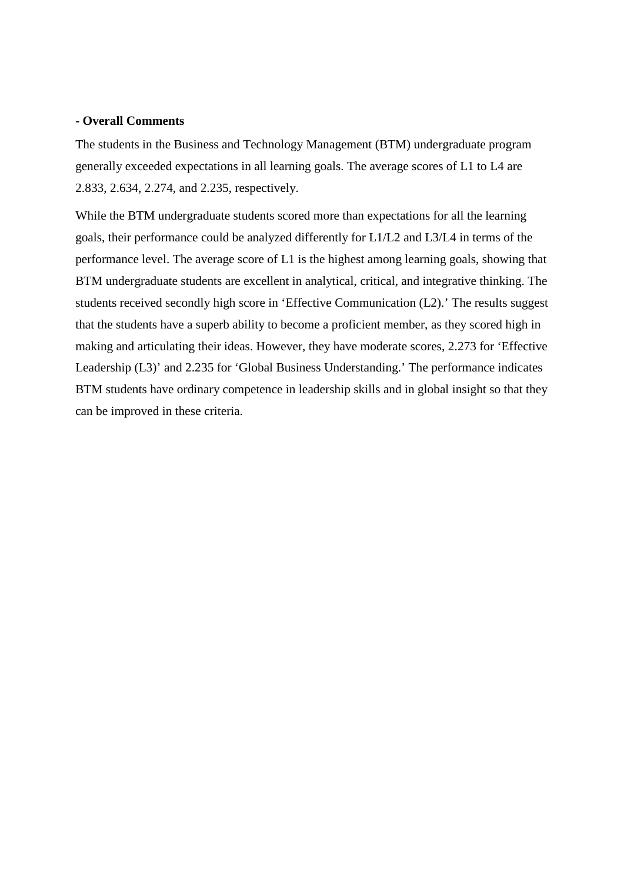**- Overall Comments**

The students in the Business and Technology Management (BTM) undergraduate program generally exceeded expectations in all learning goals. The average scores of L1 to L4 are 2.833, 2.634, 2.274, and 2.235, respectively.

While the BTM undergraduate students scored more than expectations for all the learning goals, their performance could be analyzed differently for L1/L2 and L3/L4 in terms of the performance level. The average score of L1 is the highest among learning goals, showing that BTM undergraduate students are excellent in analytical, critical, and integrative thinking. The students received secondly high score in 'Effective Communication (L2).' The results suggest that the students have a superb ability to become a proficient member, as they scored high in making and articulating their ideas. However, they have moderate scores, 2.273 for 'Effective Leadership (L3)' and 2.235 for 'Global Business Understanding.' The performance indicates BTM students have ordinary competence in leadership skills and in global insight so that they can be improved in these criteria.